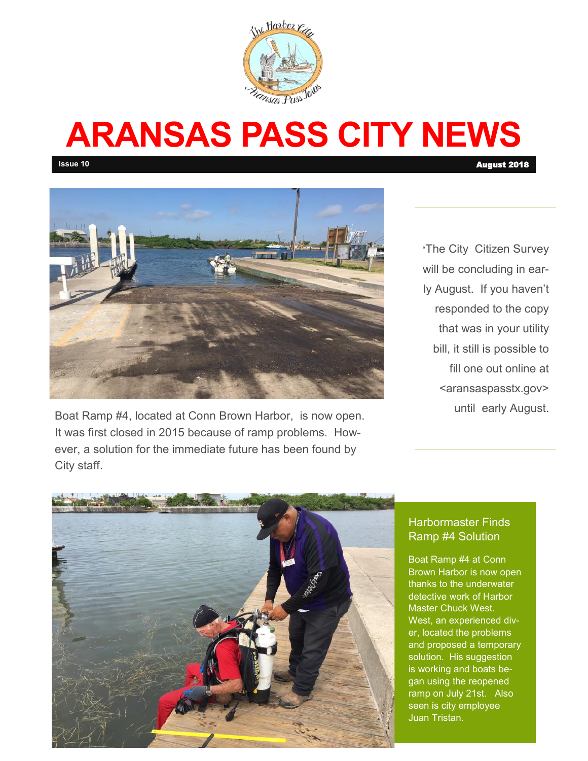# ARANSAS PASS CITY NEWS

Issue 10 August 2018

Boat Ramp #4, located at Conn Brown Harbor, is now open. It was first closed in 2015 because of ramp problems. However, a solution for the immediate future has been found by City staff.

"The City Citizen Survey will be concluding in early August. If you haven't responded to the copy that was in your utility bill, it still is possible to fill one out online at <aransaspasstx.gov> until early August.

## Harbormaster Finds Ramp #4 Solution

Boat Ramp #4 at Conn Brown Harbor is now open thanks to the underwater detective work of Harbor Master Chuck West. West, an experienced diver, located the problems and proposed a temporary solution. His suggestion is working and boats began using the reopened ramp on July 21st. Also seen is city employee Juan Tristan.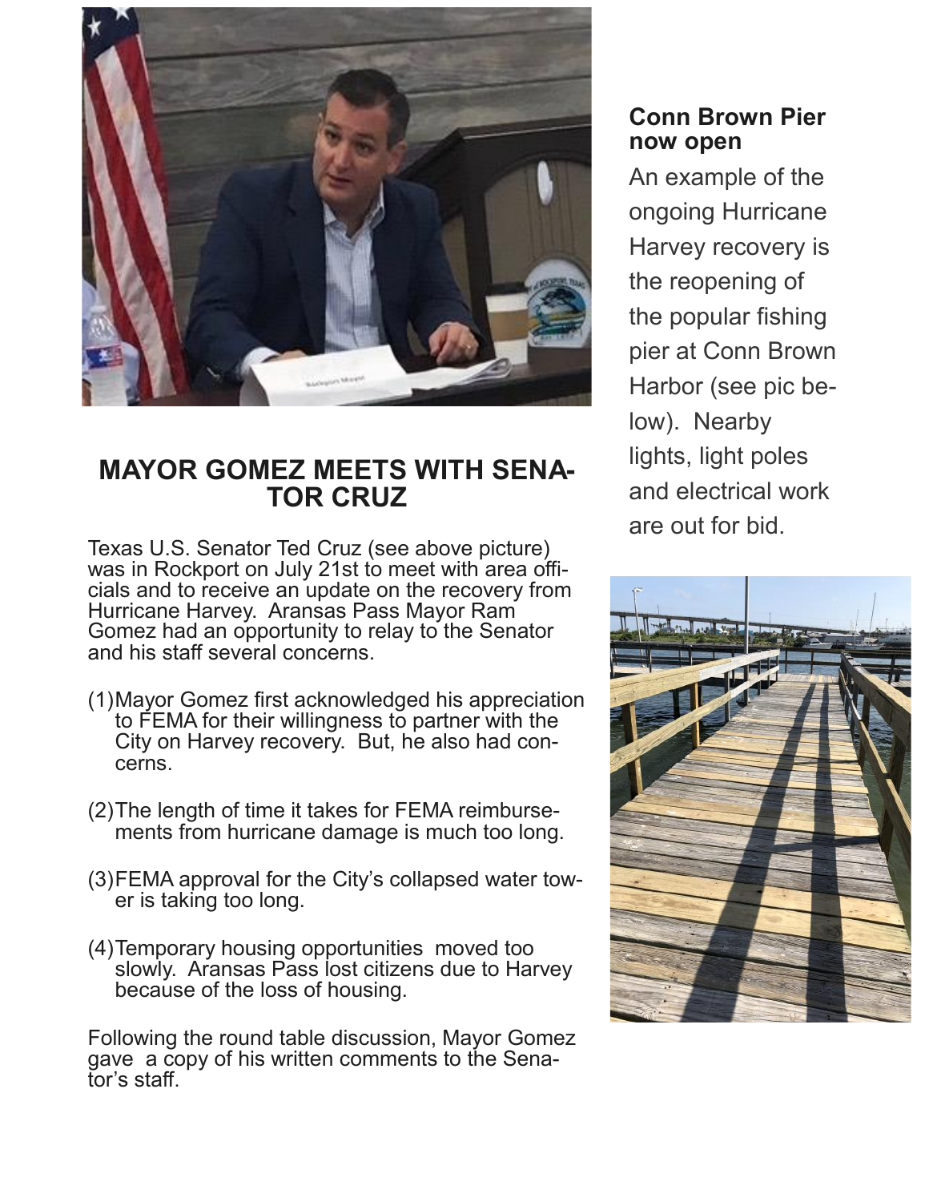## MAYOR GOMEZ MEETS WITH SENATOR CRUZ

Texas U.S. Senator Ted Cruz (see above picture) was in Rockport on July 21st to meet with area officials and to receive an update on the recovery from Hurricane Harvey. Aransas Pass Mayor Ram Gomez had an opportunity to relay to the Senator and his staff several concerns.

(1) Mayor Gomez first acknowledged his appreciation to FEMA for their willingness to partner with the City on Harvey recovery. But, he also had concerns.

(2) The length of time it takes for FEMA reimbursements from hurricane damage is much too long.

(3) FEMA approval for the City's collapsed water tower is taking too long.

(4) Temporary housing opportunities moved too slowly. Aransas Pass lost citizens due to Harvey because of the loss of housing.

Following the round table discussion, Mayor Gomez gave a copy of his written comments to the Senator's staff.

### Conn Brown Pier now open

An example of the ongoing Hurricane Harvey recovery is the reopening of the popular fishing pier at Conn Brown Harbor (see pic below). Nearby lights, light poles and electrical work are out for bid.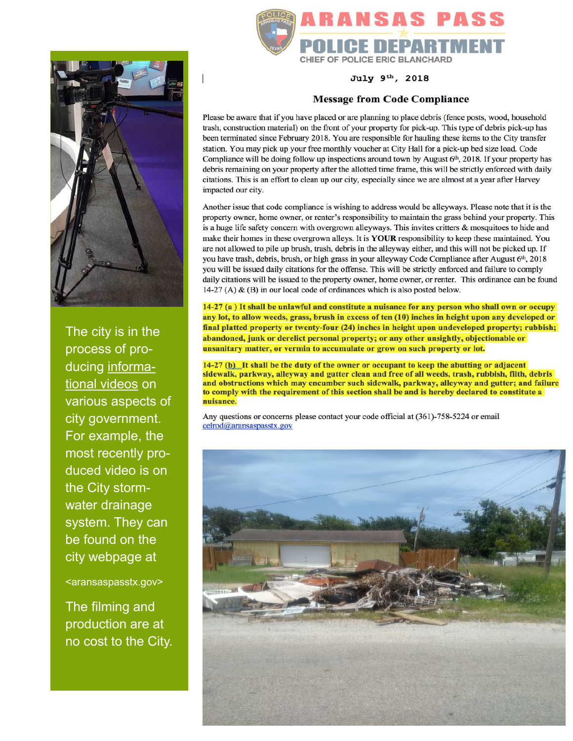ARANSAS PASS POLICE DEPARTMENT

CHIEF OF POLICE ERIC BLANCHARD

July 9th, 2018

## Message from Code Compliance

Please be aware that if you have placed or are planning to place debris (fence posts, wood, household trash, construction material) on the front of your property for pick-up. This type of debris pick-up has been terminated since February 2018. You are responsible for hauling these items to the City transfer station. You may pick up your free monthly voucher at City Hall for a pick-up bed size load. Code Compliance will be doing follow up inspections around town by August 6th, 2018. If your property has debris remaining on your property after the allotted time frame, this will be strictly enforced with daily citations. This is an effort to clean up our city, especially since we are almost at a year after Harvey impacted our city.

Another issue that code compliance is wishing to address would be alleyways. Please note that it is the property owner, home owner, or renter's responsibility to maintain the grass behind your property. This is a huge life safety concern with overgrown alleyways. This invites critters & mosquitoes to hide and make their homes in these overgrown alleys. It is **YOUR** responsibility to keep these maintained. You are not allowed to pile up brush, trash, debris in the alleyway either, and this will not be picked up. If you have trash, debris, brush, or high grass in your alleyway Code Compliance after August 6th, 2018 you will be issued daily citations for the offense. This will be strictly enforced and failure to comply daily citations will be issued to the property owner, home owner, or renter. This ordinance can be found 14-27 (A) & (B) in our local code of ordinances which is also posted below.

**14-27 (a ) It shall be unlawful and constitute a nuisance for any person who shall own or occupy any lot, to allow weeds, grass, brush in excess of ten (10) inches in height upon any developed or final platted property or twenty-four (24) inches in height upon undeveloped property; rubbish; abandoned, junk or derelict personal property; or any other unsightly, objectionable or unsanitary matter, or vermin to accumulate or grow on such property or lot.**

**14-27 (b) It shall be the duty of the owner or occupant to keep the abutting or adjacent sidewalk, parkway, alleyway and gutter clean and free of all weeds, trash, rubbish, filth, debris and obstructions which may encumber such sidewalk, parkway, alleyway and gutter; and failure to comply with the requirement of this section shall be and is hereby declared to constitute a nuisance.**

Any questions or concerns please contact your code official at (361)-758-5224 or email celrod@aransaspasstx.gov

The city is in the process of producing informational videos on various aspects of city government. For example, the most recently produced video is on the City stormwater drainage system. They can be found on the city webpage at

<aransaspasstx.gov>

The filming and production are at no cost to the City.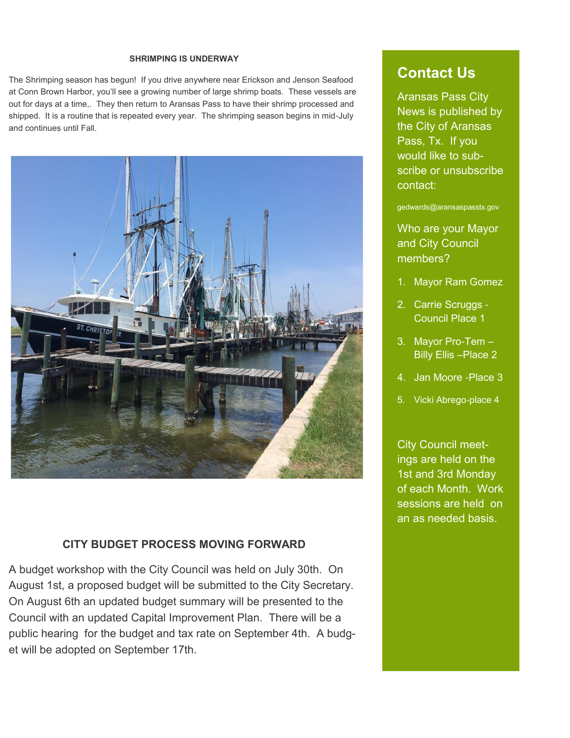### SHRIMPING IS UNDERWAY

The Shrimping season has begun! If you drive anywhere near Erickson and Jenson Seafood at Conn Brown Harbor, you'll see a growing number of large shrimp boats. These vessels are out for days at a time,. They then return to Aransas Pass to have their shrimp processed and shipped. It is a routine that is repeated every year. The shrimping season begins in mid-July and continues until Fall.

### CITY BUDGET PROCESS MOVING FORWARD

A budget workshop with the City Council was held on July 30th. On August 1st, a proposed budget will be submitted to the City Secretary. On August 6th an updated budget summary will be presented to the Council with an updated Capital Improvement Plan. There will be a public hearing for the budget and tax rate on September 4th. A budget will be adopted on September 17th.

## Contact Us

Aransas Pass City News is published by the City of Aransas Pass, Tx. If you would like to subscribe or unsubscribe contact:

gedwards@aransaspasstx.gov

Who are your Mayor and City Council members?

1. Mayor Ram Gomez
2. Carrie Scruggs - Council Place 1
3. Mayor Pro-Tem – Billy Ellis –Place 2
4. Jan Moore -Place 3
5. Vicki Abrego-place 4

City Council meetings are held on the 1st and 3rd Monday of each Month. Work sessions are held on an as needed basis.